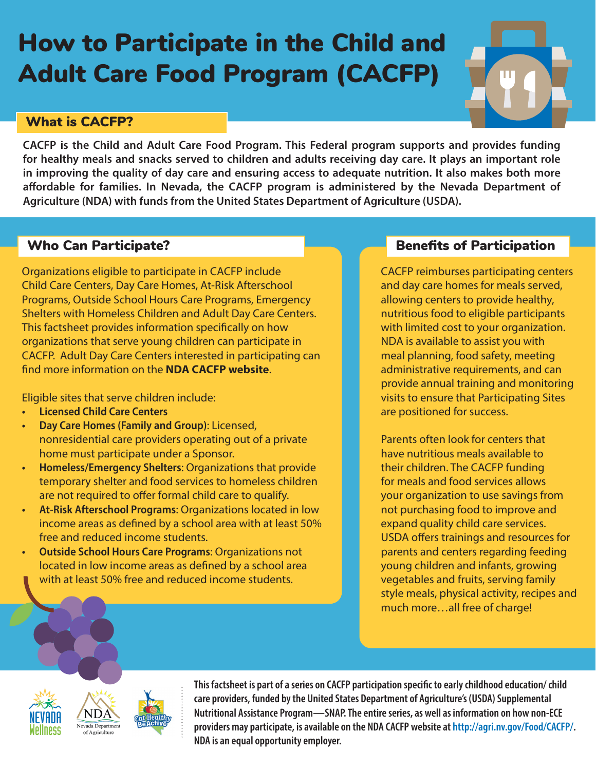# How to Participate in the Child and Adult Care Food Program (CACFP)

## What is CACFP?

**CACFP is the Child and Adult Care Food Program. This Federal program supports and provides funding for healthy meals and snacks served to children and adults receiving day care. It plays an important role in improving the quality of day care and ensuring access to adequate nutrition. It also makes both more affordable for families. In Nevada, the CACFP program is administered by the Nevada Department of Agriculture (NDA) with funds from the United States Department of Agriculture (USDA).**

## Who Can Participate?

Organizations eligible to participate in CACFP include Child Care Centers, Day Care Homes, At-Risk Afterschool Programs, Outside School Hours Care Programs, Emergency Shelters with Homeless Children and Adult Day Care Centers. This factsheet provides information specifically on how organizations that serve young children can participate in CACFP. Adult Day Care Centers interested in participating can find more information on the **NDA CACFP website**.

Eligible sites that serve children include:

- **Licensed Child Care Centers**
- **Day Care Homes (Family and Group)**: Licensed, nonresidential care providers operating out of a private home must participate under a Sponsor.
- **Homeless/Emergency Shelters**: Organizations that provide temporary shelter and food services to homeless children are not required to offer formal child care to qualify.
- **At-Risk Afterschool Programs**: Organizations located in low income areas as defined by a school area with at least 50% free and reduced income students.
- **Outside School Hours Care Programs**: Organizations not located in low income areas as defined by a school area with at least 50% free and reduced income students.

## Benefits of Participation

CACFP reimburses participating centers and day care homes for meals served, allowing centers to provide healthy, nutritious food to eligible participants with limited cost to your organization. NDA is available to assist you with meal planning, food safety, meeting administrative requirements, and can provide annual training and monitoring visits to ensure that Participating Sites are positioned for success.

Parents often look for centers that have nutritious meals available to their children. The CACFP funding for meals and food services allows your organization to use savings from not purchasing food to improve and expand quality child care services. USDA offers trainings and resources for parents and centers regarding feeding young children and infants, growing vegetables and fruits, serving family style meals, physical activity, recipes and much more…all free of charge!

**This factsheet is part of a series on CACFP participation specific to early childhood education/ child care providers, funded by the United States Department of Agriculture's (USDA) Supplemental Nutritional Assistance Program—SNAP. The entire series, as well as information on how non-ECE providers may participate, is available on the NDA CACFP website at http://agri.nv.gov/Food/CACFP/. NDA is an equal opportunity employer.**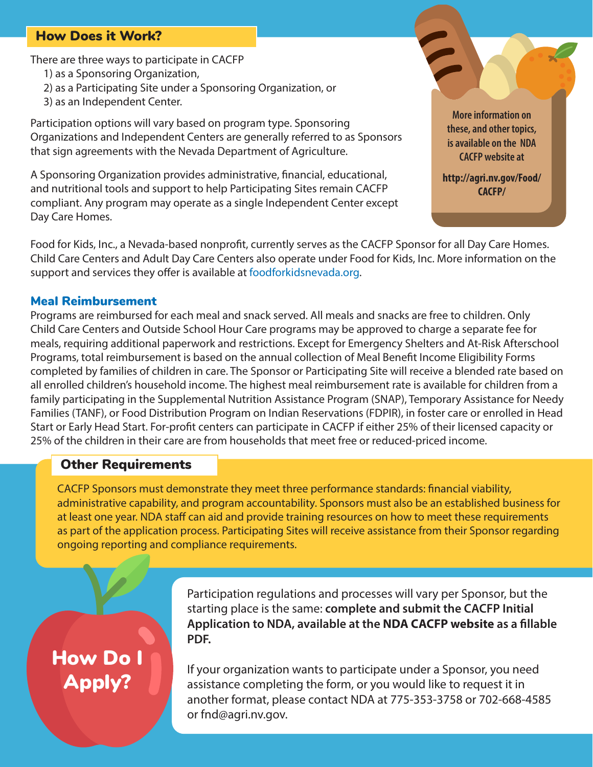## How Does it Work?

There are three ways to participate in CACFP

1) as a Sponsoring Organization,
2) as a Participating Site under a Sponsoring Organization, or
3) as an Independent Center.

Participation options will vary based on program type. Sponsoring Organizations and Independent Centers are generally referred to as Sponsors that sign agreements with the Nevada Department of Agriculture.

A Sponsoring Organization provides administrative, financial, educational, and nutritional tools and support to help Participating Sites remain CACFP compliant. Any program may operate as a single Independent Center except Day Care Homes.

More information on these, and other topics, is available on the NDA CACFP website at

http://agri.nv.gov/Food/CACFP/

Food for Kids, Inc., a Nevada-based nonprofit, currently serves as the CACFP Sponsor for all Day Care Homes. Child Care Centers and Adult Day Care Centers also operate under Food for Kids, Inc. More information on the support and services they offer is available at foodforkidsnevada.org.

### Meal Reimbursement

Programs are reimbursed for each meal and snack served. All meals and snacks are free to children. Only Child Care Centers and Outside School Hour Care programs may be approved to charge a separate fee for meals, requiring additional paperwork and restrictions. Except for Emergency Shelters and At-Risk Afterschool Programs, total reimbursement is based on the annual collection of Meal Benefit Income Eligibility Forms completed by families of children in care. The Sponsor or Participating Site will receive a blended rate based on all enrolled children's household income. The highest meal reimbursement rate is available for children from a family participating in the Supplemental Nutrition Assistance Program (SNAP), Temporary Assistance for Needy Families (TANF), or Food Distribution Program on Indian Reservations (FDPIR), in foster care or enrolled in Head Start or Early Head Start. For-profit centers can participate in CACFP if either 25% of their licensed capacity or 25% of the children in their care are from households that meet free or reduced-priced income.

## Other Requirements

CACFP Sponsors must demonstrate they meet three performance standards: financial viability, administrative capability, and program accountability. Sponsors must also be an established business for at least one year. NDA staff can aid and provide training resources on how to meet these requirements as part of the application process. Participating Sites will receive assistance from their Sponsor regarding ongoing reporting and compliance requirements.

## How Do I Apply?

Participation regulations and processes will vary per Sponsor, but the starting place is the same: **complete and submit the CACFP Initial Application to NDA, available at the NDA CACFP website as a fillable PDF.**

If your organization wants to participate under a Sponsor, you need assistance completing the form, or you would like to request it in another format, please contact NDA at 775-353-3758 or 702-668-4585 or fnd@agri.nv.gov.